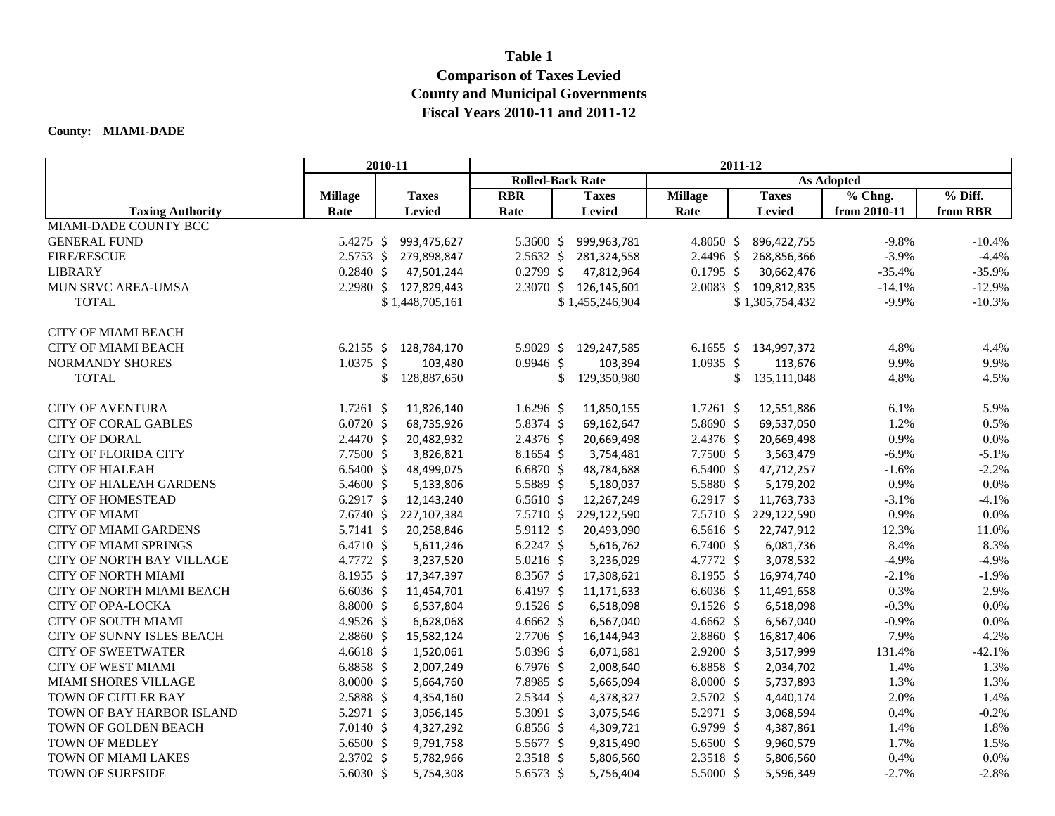# Table 1
## Comparison of Taxes Levied
## County and Municipal Governments
## Fiscal Years 2010-11 and 2011-12

**County: MIAMI-DADE**

| | 2010-11 | | 2011-12 | | | | | |
|---|---|---|---|---|---|---|---|---|
| | | | Rolled-Back Rate | | As Adopted | | | |
| **Taxing Authority** | **Millage Rate** | **Taxes Levied** | **RBR Rate** | **Taxes Levied** | **Millage Rate** | **Taxes Levied** | **% Chng. from 2010-11** | **% Diff. from RBR** |
| MIAMI-DADE COUNTY BCC | | | | | | | | |
| GENERAL FUND | 5.4275 | $ 993,475,627 | 5.3600 | $ 999,963,781 | 4.8050 | $ 896,422,755 | -9.8% | -10.4% |
| FIRE/RESCUE | 2.5753 | $ 279,898,847 | 2.5632 | $ 281,324,558 | 2.4496 | $ 268,856,366 | -3.9% | -4.4% |
| LIBRARY | 0.2840 | $ 47,501,244 | 0.2799 | $ 47,812,964 | 0.1795 | $ 30,662,476 | -35.4% | -35.9% |
| MUN SRVC AREA-UMSA | 2.2980 | $ 127,829,443 | 2.3070 | $ 126,145,601 | 2.0083 | $ 109,812,835 | -14.1% | -12.9% |
| TOTAL | | $ 1,448,705,161 | | $ 1,455,246,904 | | $ 1,305,754,432 | -9.9% | -10.3% |
| | | | | | | | | |
| CITY OF MIAMI BEACH | | | | | | | | |
| CITY OF MIAMI BEACH | 6.2155 | $ 128,784,170 | 5.9029 | $ 129,247,585 | 6.1655 | $ 134,997,372 | 4.8% | 4.4% |
| NORMANDY SHORES | 1.0375 | $ 103,480 | 0.9946 | $ 103,394 | 1.0935 | $ 113,676 | 9.9% | 9.9% |
| TOTAL | | $ 128,887,650 | | $ 129,350,980 | | $ 135,111,048 | 4.8% | 4.5% |
| | | | | | | | | |
| CITY OF AVENTURA | 1.7261 | $ 11,826,140 | 1.6296 | $ 11,850,155 | 1.7261 | $ 12,551,886 | 6.1% | 5.9% |
| CITY OF CORAL GABLES | 6.0720 | $ 68,735,926 | 5.8374 | $ 69,162,647 | 5.8690 | $ 69,537,050 | 1.2% | 0.5% |
| CITY OF DORAL | 2.4470 | $ 20,482,932 | 2.4376 | $ 20,669,498 | 2.4376 | $ 20,669,498 | 0.9% | 0.0% |
| CITY OF FLORIDA CITY | 7.7500 | $ 3,826,821 | 8.1654 | $ 3,754,481 | 7.7500 | $ 3,563,479 | -6.9% | -5.1% |
| CITY OF HIALEAH | 6.5400 | $ 48,499,075 | 6.6870 | $ 48,784,688 | 6.5400 | $ 47,712,257 | -1.6% | -2.2% |
| CITY OF HIALEAH GARDENS | 5.4600 | $ 5,133,806 | 5.5889 | $ 5,180,037 | 5.5880 | $ 5,179,202 | 0.9% | 0.0% |
| CITY OF HOMESTEAD | 6.2917 | $ 12,143,240 | 6.5610 | $ 12,267,249 | 6.2917 | $ 11,763,733 | -3.1% | -4.1% |
| CITY OF MIAMI | 7.6740 | $ 227,107,384 | 7.5710 | $ 229,122,590 | 7.5710 | $ 229,122,590 | 0.9% | 0.0% |
| CITY OF MIAMI GARDENS | 5.7141 | $ 20,258,846 | 5.9112 | $ 20,493,090 | 6.5616 | $ 22,747,912 | 12.3% | 11.0% |
| CITY OF MIAMI SPRINGS | 6.4710 | $ 5,611,246 | 6.2247 | $ 5,616,762 | 6.7400 | $ 6,081,736 | 8.4% | 8.3% |
| CITY OF NORTH BAY VILLAGE | 4.7772 | $ 3,237,520 | 5.0216 | $ 3,236,029 | 4.7772 | $ 3,078,532 | -4.9% | -4.9% |
| CITY OF NORTH MIAMI | 8.1955 | $ 17,347,397 | 8.3567 | $ 17,308,621 | 8.1955 | $ 16,974,740 | -2.1% | -1.9% |
| CITY OF NORTH MIAMI BEACH | 6.6036 | $ 11,454,701 | 6.4197 | $ 11,171,633 | 6.6036 | $ 11,491,658 | 0.3% | 2.9% |
| CITY OF OPA-LOCKA | 8.8000 | $ 6,537,804 | 9.1526 | $ 6,518,098 | 9.1526 | $ 6,518,098 | -0.3% | 0.0% |
| CITY OF SOUTH MIAMI | 4.9526 | $ 6,628,068 | 4.6662 | $ 6,567,040 | 4.6662 | $ 6,567,040 | -0.9% | 0.0% |
| CITY OF SUNNY ISLES BEACH | 2.8860 | $ 15,582,124 | 2.7706 | $ 16,144,943 | 2.8860 | $ 16,817,406 | 7.9% | 4.2% |
| CITY OF SWEETWATER | 4.6618 | $ 1,520,061 | 5.0396 | $ 6,071,681 | 2.9200 | $ 3,517,999 | 131.4% | -42.1% |
| CITY OF WEST MIAMI | 6.8858 | $ 2,007,249 | 6.7976 | $ 2,008,640 | 6.8858 | $ 2,034,702 | 1.4% | 1.3% |
| MIAMI SHORES VILLAGE | 8.0000 | $ 5,664,760 | 7.8985 | $ 5,665,094 | 8.0000 | $ 5,737,893 | 1.3% | 1.3% |
| TOWN OF CUTLER BAY | 2.5888 | $ 4,354,160 | 2.5344 | $ 4,378,327 | 2.5702 | $ 4,440,174 | 2.0% | 1.4% |
| TOWN OF BAY HARBOR ISLAND | 5.2971 | $ 3,056,145 | 5.3091 | $ 3,075,546 | 5.2971 | $ 3,068,594 | 0.4% | -0.2% |
| TOWN OF GOLDEN BEACH | 7.0140 | $ 4,327,292 | 6.8556 | $ 4,309,721 | 6.9799 | $ 4,387,861 | 1.4% | 1.8% |
| TOWN OF MEDLEY | 5.6500 | $ 9,791,758 | 5.5677 | $ 9,815,490 | 5.6500 | $ 9,960,579 | 1.7% | 1.5% |
| TOWN OF MIAMI LAKES | 2.3702 | $ 5,782,966 | 2.3518 | $ 5,806,560 | 2.3518 | $ 5,806,560 | 0.4% | 0.0% |
| TOWN OF SURFSIDE | 5.6030 | $ 5,754,308 | 5.6573 | $ 5,756,404 | 5.5000 | $ 5,596,349 | -2.7% | -2.8% |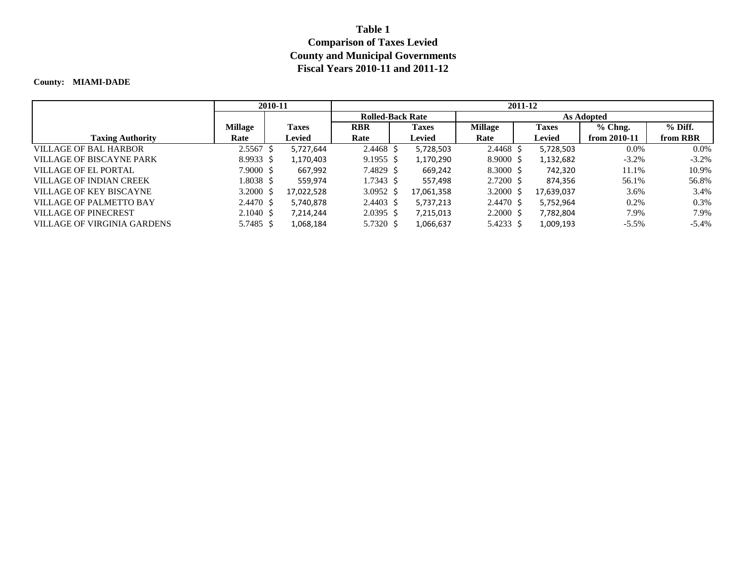**Table 1**
**Comparison of Taxes Levied**
**County and Municipal Governments**
**Fiscal Years 2010-11 and 2011-12**

**County: MIAMI-DADE**

| | 2010-11 | | 2011-12 | | | | | |
|---|---|---|---|---|---|---|---|---|
| | | | Rolled-Back Rate | | As Adopted | | | |
| **Taxing Authority** | **Millage Rate** | **Taxes Levied** | **RBR Rate** | **Taxes Levied** | **Millage Rate** | **Taxes Levied** | **% Chng. from 2010-11** | **% Diff. from RBR** |
| VILLAGE OF BAL HARBOR | 2.5567 | $ 5,727,644 | 2.4468 | $ 5,728,503 | 2.4468 | $ 5,728,503 | 0.0% | 0.0% |
| VILLAGE OF BISCAYNE PARK | 8.9933 | $ 1,170,403 | 9.1955 | $ 1,170,290 | 8.9000 | $ 1,132,682 | -3.2% | -3.2% |
| VILLAGE OF EL PORTAL | 7.9000 | $ 667,992 | 7.4829 | $ 669,242 | 8.3000 | $ 742,320 | 11.1% | 10.9% |
| VILLAGE OF INDIAN CREEK | 1.8038 | $ 559,974 | 1.7343 | $ 557,498 | 2.7200 | $ 874,356 | 56.1% | 56.8% |
| VILLAGE OF KEY BISCAYNE | 3.2000 | $ 17,022,528 | 3.0952 | $ 17,061,358 | 3.2000 | $ 17,639,037 | 3.6% | 3.4% |
| VILLAGE OF PALMETTO BAY | 2.4470 | $ 5,740,878 | 2.4403 | $ 5,737,213 | 2.4470 | $ 5,752,964 | 0.2% | 0.3% |
| VILLAGE OF PINECREST | 2.1040 | $ 7,214,244 | 2.0395 | $ 7,215,013 | 2.2000 | $ 7,782,804 | 7.9% | 7.9% |
| VILLAGE OF VIRGINIA GARDENS | 5.7485 | $ 1,068,184 | 5.7320 | $ 1,066,637 | 5.4233 | $ 1,009,193 | -5.5% | -5.4% |